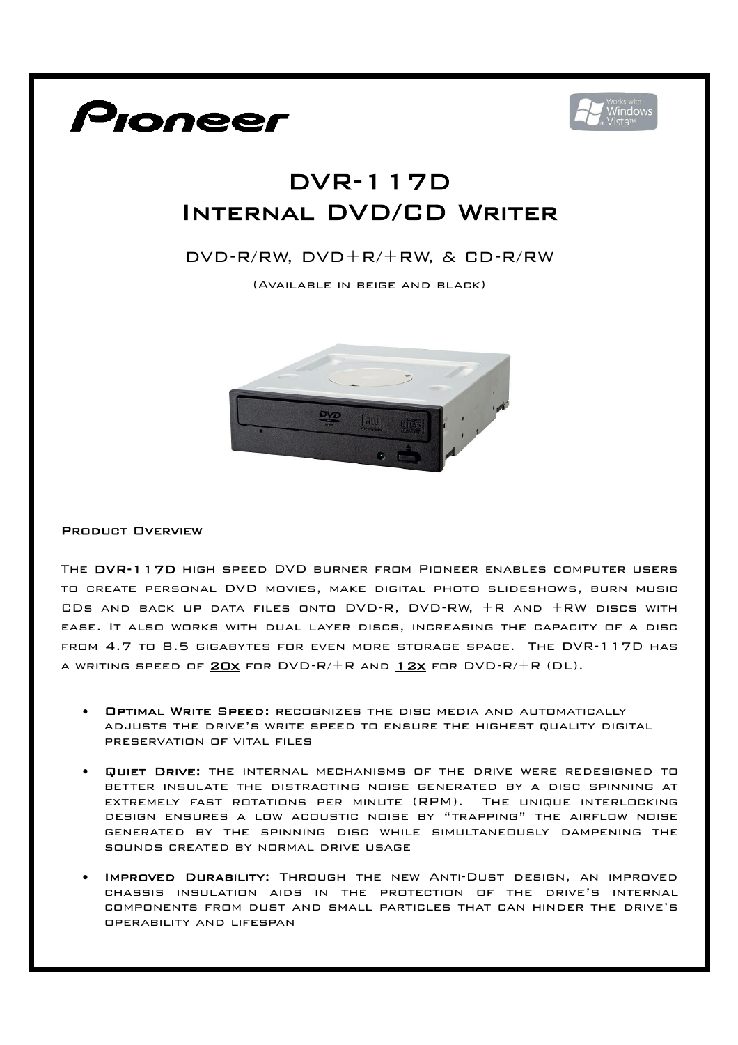# DVR-117D
# Internal DVD/CD Writer

DVD-R/RW, DVD+R/+RW, & CD-R/RW

(Available in beige and black)

## Product Overview

The **DVR-117D** high speed DVD burner from Pioneer enables computer users to create personal DVD movies, make digital photo slideshows, burn music CDs and back up data files onto DVD-R, DVD-RW, +R and +RW discs with ease. It also works with dual layer discs, increasing the capacity of a disc from 4.7 to 8.5 gigabytes for even more storage space. The DVR-117D has a writing speed of **20x** for DVD-R/+R and **12x** for DVD-R/+R (DL).

- **Optimal Write Speed:** recognizes the disc media and automatically adjusts the drive's write speed to ensure the highest quality digital preservation of vital files
- **Quiet Drive:** the internal mechanisms of the drive were redesigned to better insulate the distracting noise generated by a disc spinning at extremely fast rotations per minute (RPM). The unique interlocking design ensures a low acoustic noise by "trapping" the airflow noise generated by the spinning disc while simultaneously dampening the sounds created by normal drive usage
- **Improved Durability:** Through the new Anti-Dust design, an improved chassis insulation aids in the protection of the drive's internal components from dust and small particles that can hinder the drive's operability and lifespan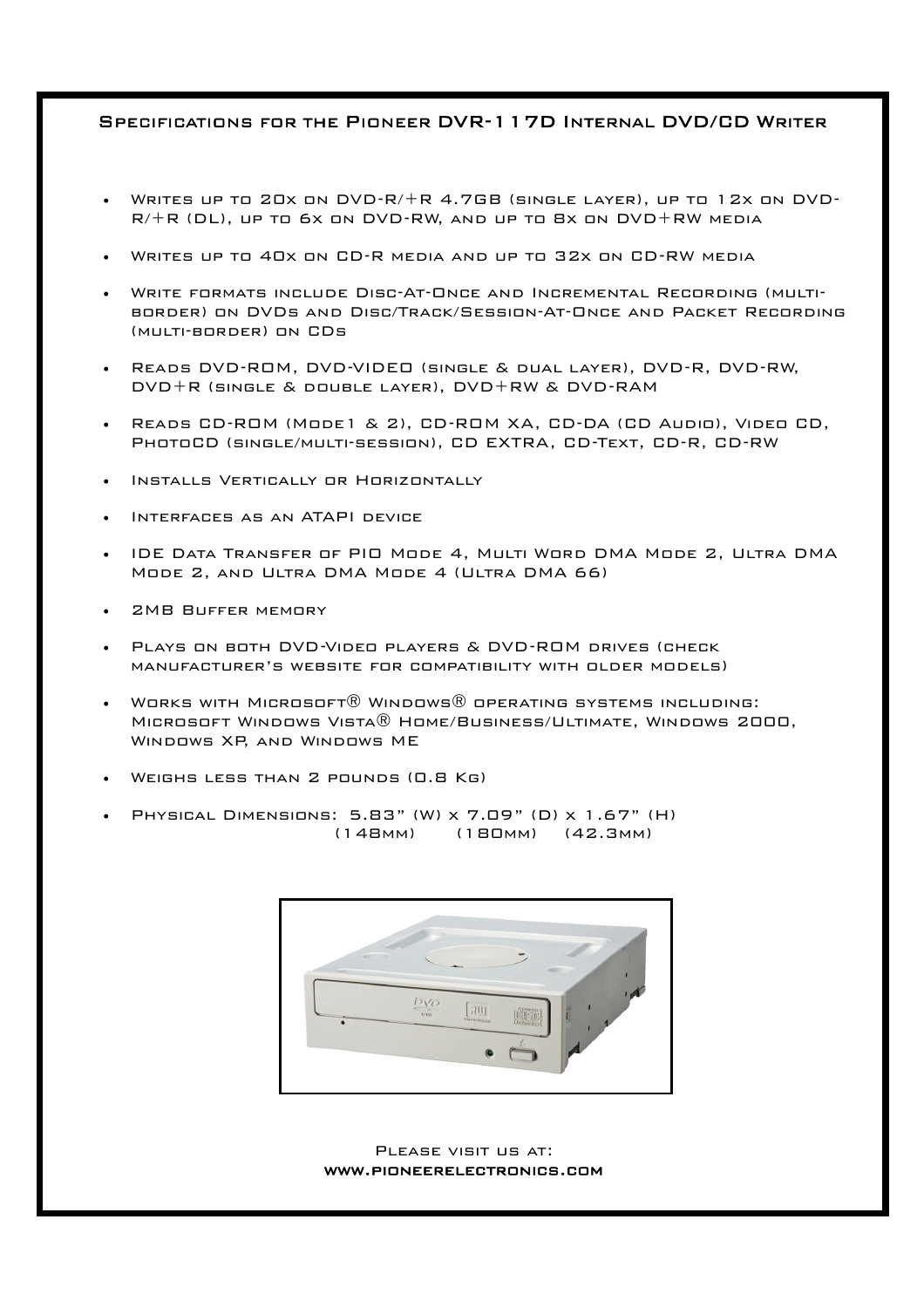## Specifications for the Pioneer DVR-117D Internal DVD/CD Writer

- Writes up to 20x on DVD-R/+R 4.7GB (single layer), up to 12x on DVD-R/+R (DL), up to 6x on DVD-RW, and up to 8x on DVD+RW media
- Writes up to 40x on CD-R media and up to 32x on CD-RW media
- Write formats include Disc-At-Once and Incremental Recording (multi-border) on DVDs and Disc/Track/Session-At-Once and Packet Recording (multi-border) on CDs
- Reads DVD-ROM, DVD-VIDEO (single & dual layer), DVD-R, DVD-RW, DVD+R (single & double layer), DVD+RW & DVD-RAM
- Reads CD-ROM (Mode1 & 2), CD-ROM XA, CD-DA (CD Audio), Video CD, PhotoCD (single/multi-session), CD EXTRA, CD-Text, CD-R, CD-RW
- Installs Vertically or Horizontally
- Interfaces as an ATAPI device
- IDE Data Transfer of PIO Mode 4, Multi Word DMA Mode 2, Ultra DMA Mode 2, and Ultra DMA Mode 4 (Ultra DMA 66)
- 2MB Buffer memory
- Plays on both DVD-Video players & DVD-ROM drives (check manufacturer's website for compatibility with older models)
- Works with Microsoft® Windows® operating systems including: Microsoft Windows Vista® Home/Business/Ultimate, Windows 2000, Windows XP, and Windows ME
- Weighs less than 2 pounds (0.8 Kg)
- Physical Dimensions: 5.83" (W) x 7.09" (D) x 1.67" (H)
  (148mm) (180mm) (42.3mm)

Please visit us at:
**www.pioneerelectronics.com**